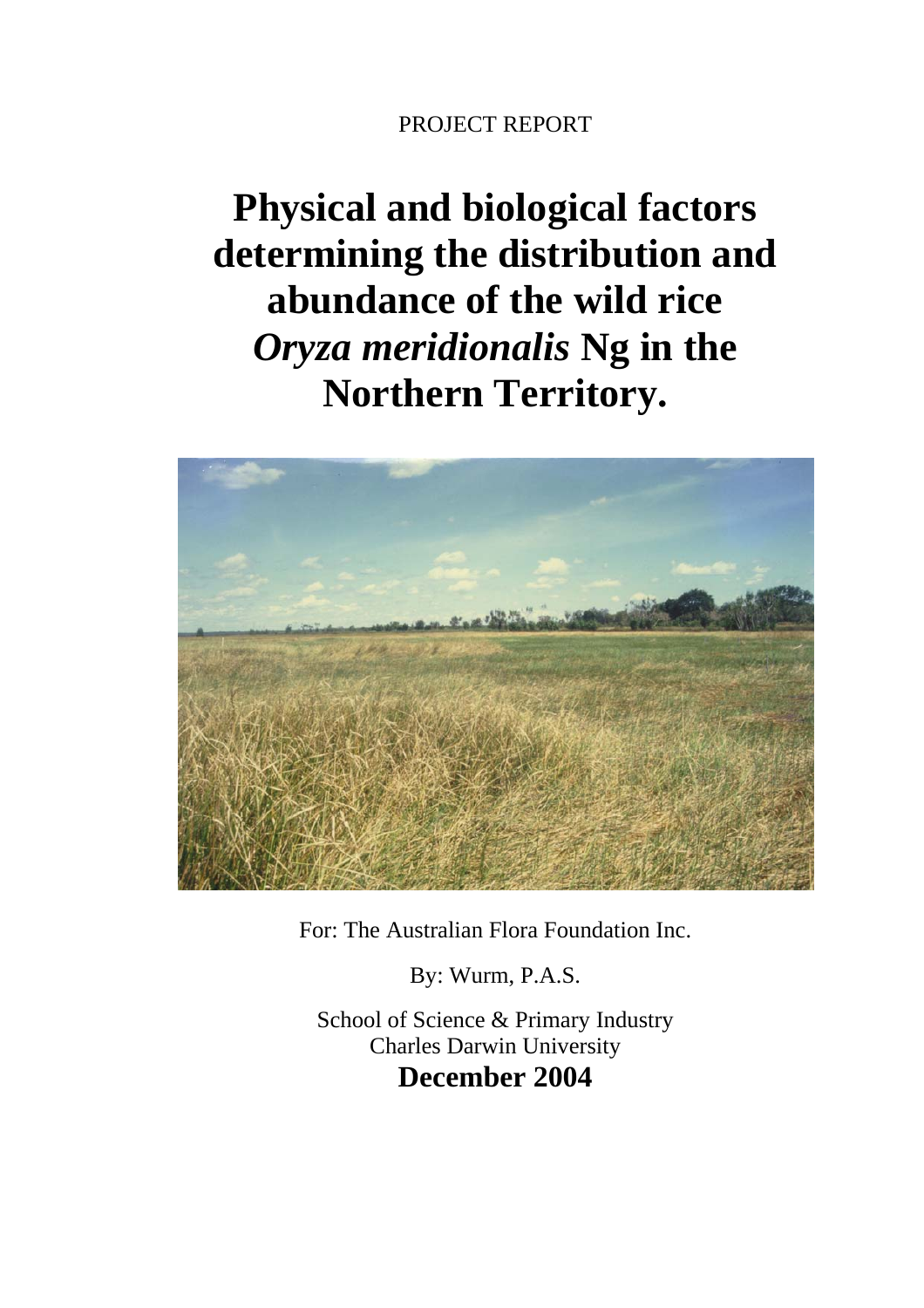PROJECT REPORT

# Physical and biological factors determining the distribution and abundance of the wild rice *Oryza meridionalis* Ng in the Northern Territory.

For: The Australian Flora Foundation Inc.

By: Wurm, P.A.S.

School of Science & Primary Industry
Charles Darwin University

**December 2004**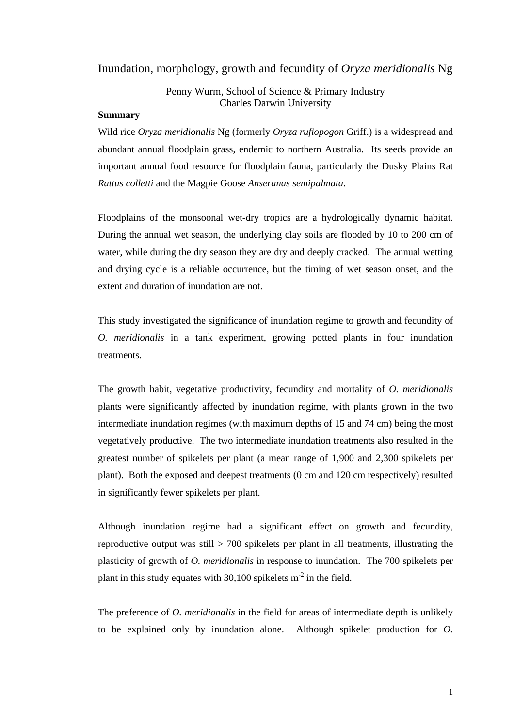# Inundation, morphology, growth and fecundity of *Oryza meridionalis* Ng

Penny Wurm, School of Science & Primary Industry
Charles Darwin University

**Summary**

Wild rice *Oryza meridionalis* Ng (formerly *Oryza rufiopogon* Griff.) is a widespread and abundant annual floodplain grass, endemic to northern Australia. Its seeds provide an important annual food resource for floodplain fauna, particularly the Dusky Plains Rat *Rattus colletti* and the Magpie Goose *Anseranas semipalmata*.

Floodplains of the monsoonal wet-dry tropics are a hydrologically dynamic habitat. During the annual wet season, the underlying clay soils are flooded by 10 to 200 cm of water, while during the dry season they are dry and deeply cracked. The annual wetting and drying cycle is a reliable occurrence, but the timing of wet season onset, and the extent and duration of inundation are not.

This study investigated the significance of inundation regime to growth and fecundity of *O. meridionalis* in a tank experiment, growing potted plants in four inundation treatments.

The growth habit, vegetative productivity, fecundity and mortality of *O. meridionalis* plants were significantly affected by inundation regime, with plants grown in the two intermediate inundation regimes (with maximum depths of 15 and 74 cm) being the most vegetatively productive. The two intermediate inundation treatments also resulted in the greatest number of spikelets per plant (a mean range of 1,900 and 2,300 spikelets per plant). Both the exposed and deepest treatments (0 cm and 120 cm respectively) resulted in significantly fewer spikelets per plant.

Although inundation regime had a significant effect on growth and fecundity, reproductive output was still > 700 spikelets per plant in all treatments, illustrating the plasticity of growth of *O. meridionalis* in response to inundation. The 700 spikelets per plant in this study equates with 30,100 spikelets $m^{-2}$ in the field.

The preference of *O. meridionalis* in the field for areas of intermediate depth is unlikely to be explained only by inundation alone. Although spikelet production for *O.*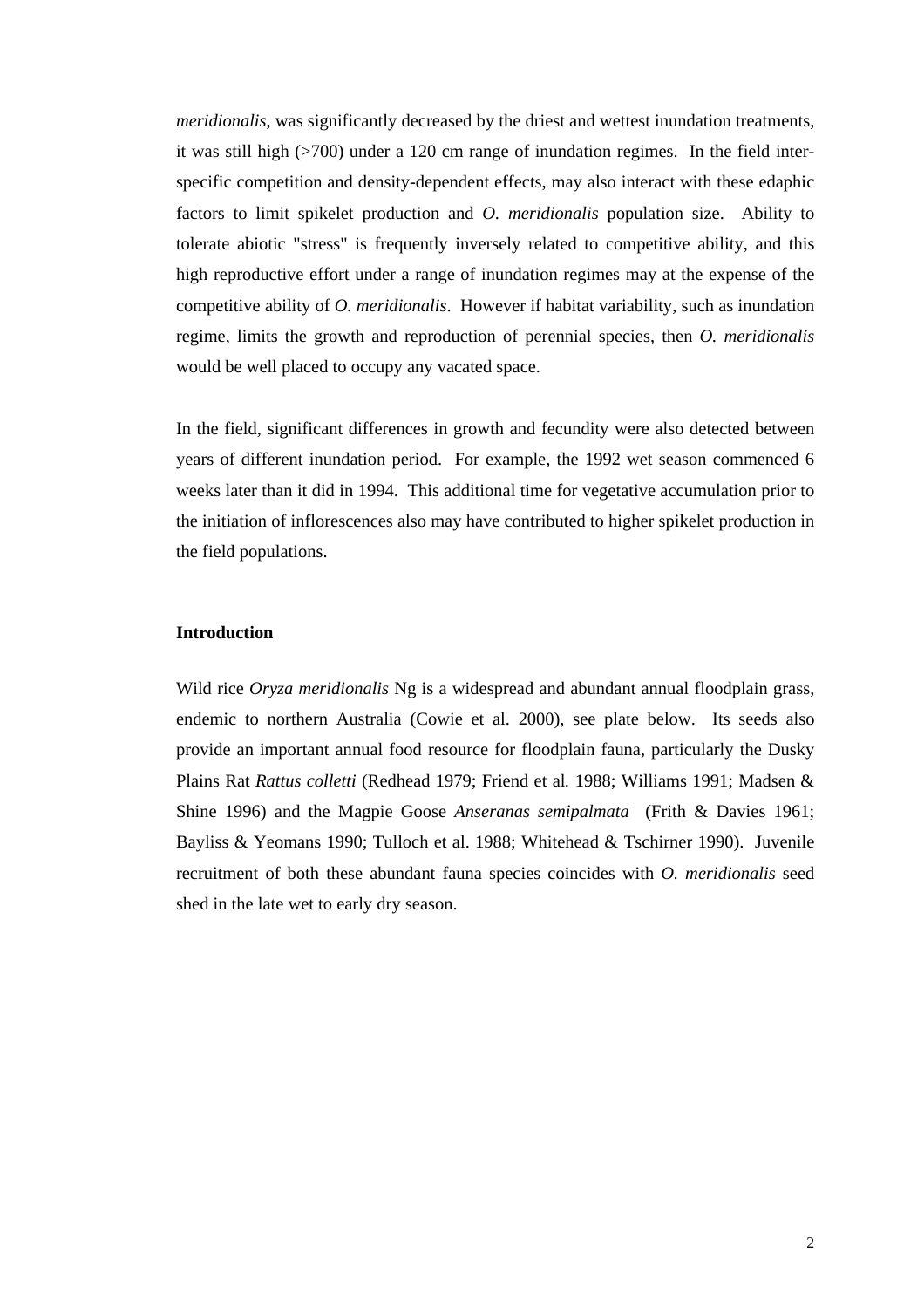*meridionalis*, was significantly decreased by the driest and wettest inundation treatments, it was still high (>700) under a 120 cm range of inundation regimes. In the field inter-specific competition and density-dependent effects, may also interact with these edaphic factors to limit spikelet production and *O. meridionalis* population size. Ability to tolerate abiotic "stress" is frequently inversely related to competitive ability, and this high reproductive effort under a range of inundation regimes may at the expense of the competitive ability of *O. meridionalis*. However if habitat variability, such as inundation regime, limits the growth and reproduction of perennial species, then *O. meridionalis* would be well placed to occupy any vacated space.

In the field, significant differences in growth and fecundity were also detected between years of different inundation period. For example, the 1992 wet season commenced 6 weeks later than it did in 1994. This additional time for vegetative accumulation prior to the initiation of inflorescences also may have contributed to higher spikelet production in the field populations.

## Introduction

Wild rice *Oryza meridionalis* Ng is a widespread and abundant annual floodplain grass, endemic to northern Australia (Cowie et al. 2000), see plate below. Its seeds also provide an important annual food resource for floodplain fauna, particularly the Dusky Plains Rat *Rattus colletti* (Redhead 1979; Friend et al. 1988; Williams 1991; Madsen & Shine 1996) and the Magpie Goose *Anseranas semipalmata* (Frith & Davies 1961; Bayliss & Yeomans 1990; Tulloch et al. 1988; Whitehead & Tschirner 1990). Juvenile recruitment of both these abundant fauna species coincides with *O. meridionalis* seed shed in the late wet to early dry season.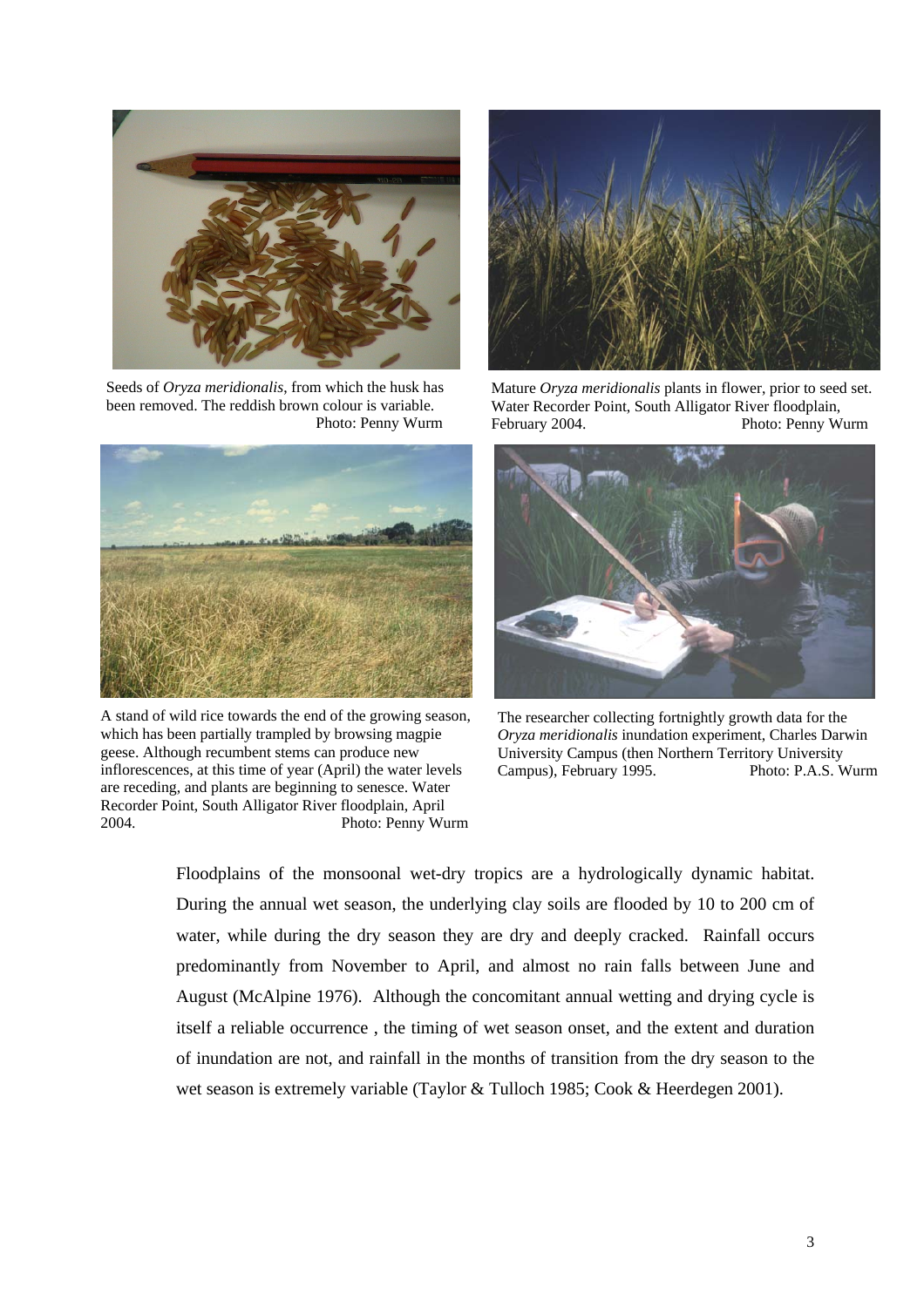Seeds of *Oryza meridionalis*, from which the husk has been removed. The reddish brown colour is variable. Photo: Penny Wurm

Mature *Oryza meridionalis* plants in flower, prior to seed set. Water Recorder Point, South Alligator River floodplain, February 2004. Photo: Penny Wurm

A stand of wild rice towards the end of the growing season, which has been partially trampled by browsing magpie geese. Although recumbent stems can produce new inflorescences, at this time of year (April) the water levels are receding, and plants are beginning to senesce. Water Recorder Point, South Alligator River floodplain, April 2004. Photo: Penny Wurm

The researcher collecting fortnightly growth data for the *Oryza meridionalis* inundation experiment, Charles Darwin University Campus (then Northern Territory University Campus), February 1995. Photo: P.A.S. Wurm

Floodplains of the monsoonal wet-dry tropics are a hydrologically dynamic habitat. During the annual wet season, the underlying clay soils are flooded by 10 to 200 cm of water, while during the dry season they are dry and deeply cracked. Rainfall occurs predominantly from November to April, and almost no rain falls between June and August (McAlpine 1976). Although the concomitant annual wetting and drying cycle is itself a reliable occurrence , the timing of wet season onset, and the extent and duration of inundation are not, and rainfall in the months of transition from the dry season to the wet season is extremely variable (Taylor & Tulloch 1985; Cook & Heerdegen 2001).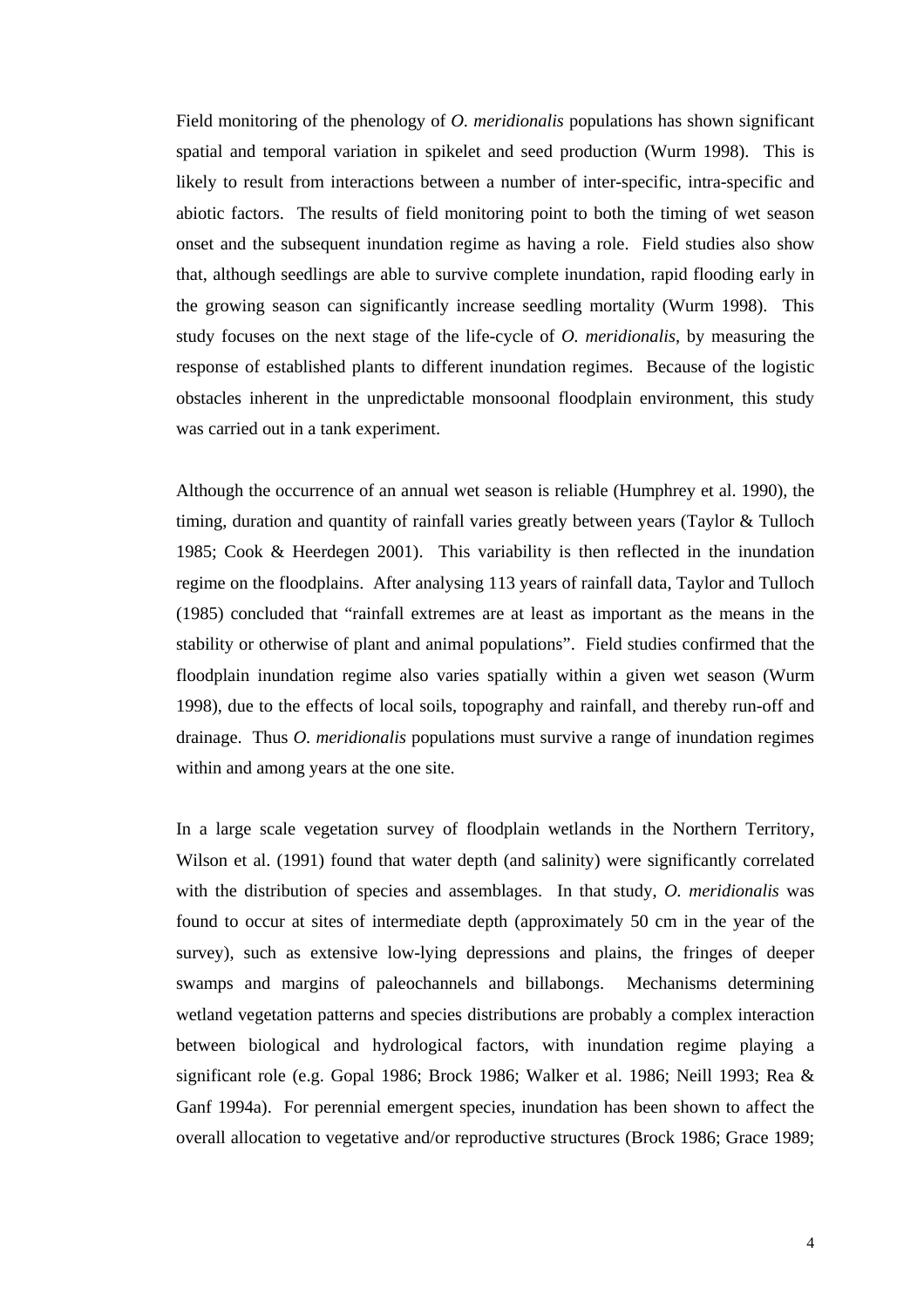Field monitoring of the phenology of *O. meridionalis* populations has shown significant spatial and temporal variation in spikelet and seed production (Wurm 1998). This is likely to result from interactions between a number of inter-specific, intra-specific and abiotic factors. The results of field monitoring point to both the timing of wet season onset and the subsequent inundation regime as having a role. Field studies also show that, although seedlings are able to survive complete inundation, rapid flooding early in the growing season can significantly increase seedling mortality (Wurm 1998). This study focuses on the next stage of the life-cycle of *O. meridionalis*, by measuring the response of established plants to different inundation regimes. Because of the logistic obstacles inherent in the unpredictable monsoonal floodplain environment, this study was carried out in a tank experiment.

Although the occurrence of an annual wet season is reliable (Humphrey et al. 1990), the timing, duration and quantity of rainfall varies greatly between years (Taylor & Tulloch 1985; Cook & Heerdegen 2001). This variability is then reflected in the inundation regime on the floodplains. After analysing 113 years of rainfall data, Taylor and Tulloch (1985) concluded that "rainfall extremes are at least as important as the means in the stability or otherwise of plant and animal populations". Field studies confirmed that the floodplain inundation regime also varies spatially within a given wet season (Wurm 1998), due to the effects of local soils, topography and rainfall, and thereby run-off and drainage. Thus *O. meridionalis* populations must survive a range of inundation regimes within and among years at the one site.

In a large scale vegetation survey of floodplain wetlands in the Northern Territory, Wilson et al. (1991) found that water depth (and salinity) were significantly correlated with the distribution of species and assemblages. In that study, *O. meridionalis* was found to occur at sites of intermediate depth (approximately 50 cm in the year of the survey), such as extensive low-lying depressions and plains, the fringes of deeper swamps and margins of paleochannels and billabongs. Mechanisms determining wetland vegetation patterns and species distributions are probably a complex interaction between biological and hydrological factors, with inundation regime playing a significant role (e.g. Gopal 1986; Brock 1986; Walker et al. 1986; Neill 1993; Rea & Ganf 1994a). For perennial emergent species, inundation has been shown to affect the overall allocation to vegetative and/or reproductive structures (Brock 1986; Grace 1989;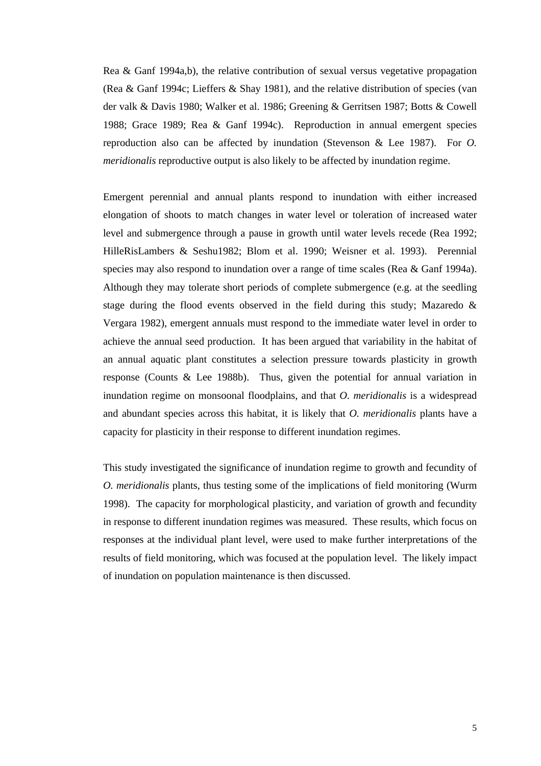Rea & Ganf 1994a,b), the relative contribution of sexual versus vegetative propagation (Rea & Ganf 1994c; Lieffers & Shay 1981), and the relative distribution of species (van der valk & Davis 1980; Walker et al. 1986; Greening & Gerritsen 1987; Botts & Cowell 1988; Grace 1989; Rea & Ganf 1994c). Reproduction in annual emergent species reproduction also can be affected by inundation (Stevenson & Lee 1987). For *O. meridionalis* reproductive output is also likely to be affected by inundation regime.

Emergent perennial and annual plants respond to inundation with either increased elongation of shoots to match changes in water level or toleration of increased water level and submergence through a pause in growth until water levels recede (Rea 1992; HilleRisLambers & Seshu1982; Blom et al. 1990; Weisner et al. 1993). Perennial species may also respond to inundation over a range of time scales (Rea & Ganf 1994a). Although they may tolerate short periods of complete submergence (e.g. at the seedling stage during the flood events observed in the field during this study; Mazaredo & Vergara 1982), emergent annuals must respond to the immediate water level in order to achieve the annual seed production. It has been argued that variability in the habitat of an annual aquatic plant constitutes a selection pressure towards plasticity in growth response (Counts & Lee 1988b). Thus, given the potential for annual variation in inundation regime on monsoonal floodplains, and that *O. meridionalis* is a widespread and abundant species across this habitat, it is likely that *O. meridionalis* plants have a capacity for plasticity in their response to different inundation regimes.

This study investigated the significance of inundation regime to growth and fecundity of *O. meridionalis* plants, thus testing some of the implications of field monitoring (Wurm 1998). The capacity for morphological plasticity, and variation of growth and fecundity in response to different inundation regimes was measured. These results, which focus on responses at the individual plant level, were used to make further interpretations of the results of field monitoring, which was focused at the population level. The likely impact of inundation on population maintenance is then discussed.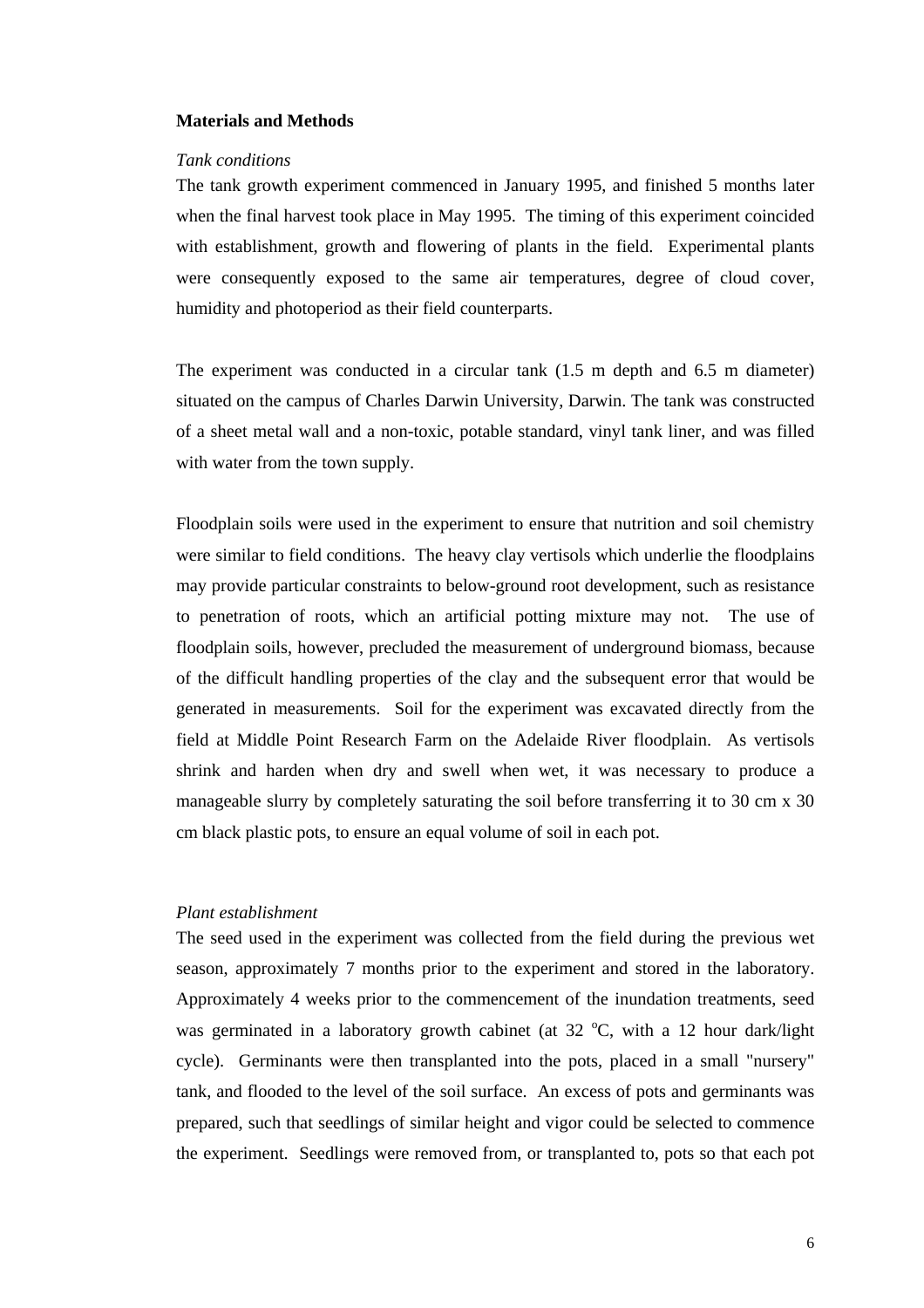**Materials and Methods**

*Tank conditions*

The tank growth experiment commenced in January 1995, and finished 5 months later when the final harvest took place in May 1995. The timing of this experiment coincided with establishment, growth and flowering of plants in the field. Experimental plants were consequently exposed to the same air temperatures, degree of cloud cover, humidity and photoperiod as their field counterparts.

The experiment was conducted in a circular tank (1.5 m depth and 6.5 m diameter) situated on the campus of Charles Darwin University, Darwin. The tank was constructed of a sheet metal wall and a non-toxic, potable standard, vinyl tank liner, and was filled with water from the town supply.

Floodplain soils were used in the experiment to ensure that nutrition and soil chemistry were similar to field conditions. The heavy clay vertisols which underlie the floodplains may provide particular constraints to below-ground root development, such as resistance to penetration of roots, which an artificial potting mixture may not. The use of floodplain soils, however, precluded the measurement of underground biomass, because of the difficult handling properties of the clay and the subsequent error that would be generated in measurements. Soil for the experiment was excavated directly from the field at Middle Point Research Farm on the Adelaide River floodplain. As vertisols shrink and harden when dry and swell when wet, it was necessary to produce a manageable slurry by completely saturating the soil before transferring it to 30 cm x 30 cm black plastic pots, to ensure an equal volume of soil in each pot.

*Plant establishment*

The seed used in the experiment was collected from the field during the previous wet season, approximately 7 months prior to the experiment and stored in the laboratory. Approximately 4 weeks prior to the commencement of the inundation treatments, seed was germinated in a laboratory growth cabinet (at 32 $^{o}$C, with a 12 hour dark/light cycle). Germinants were then transplanted into the pots, placed in a small "nursery" tank, and flooded to the level of the soil surface. An excess of pots and germinants was prepared, such that seedlings of similar height and vigor could be selected to commence the experiment. Seedlings were removed from, or transplanted to, pots so that each pot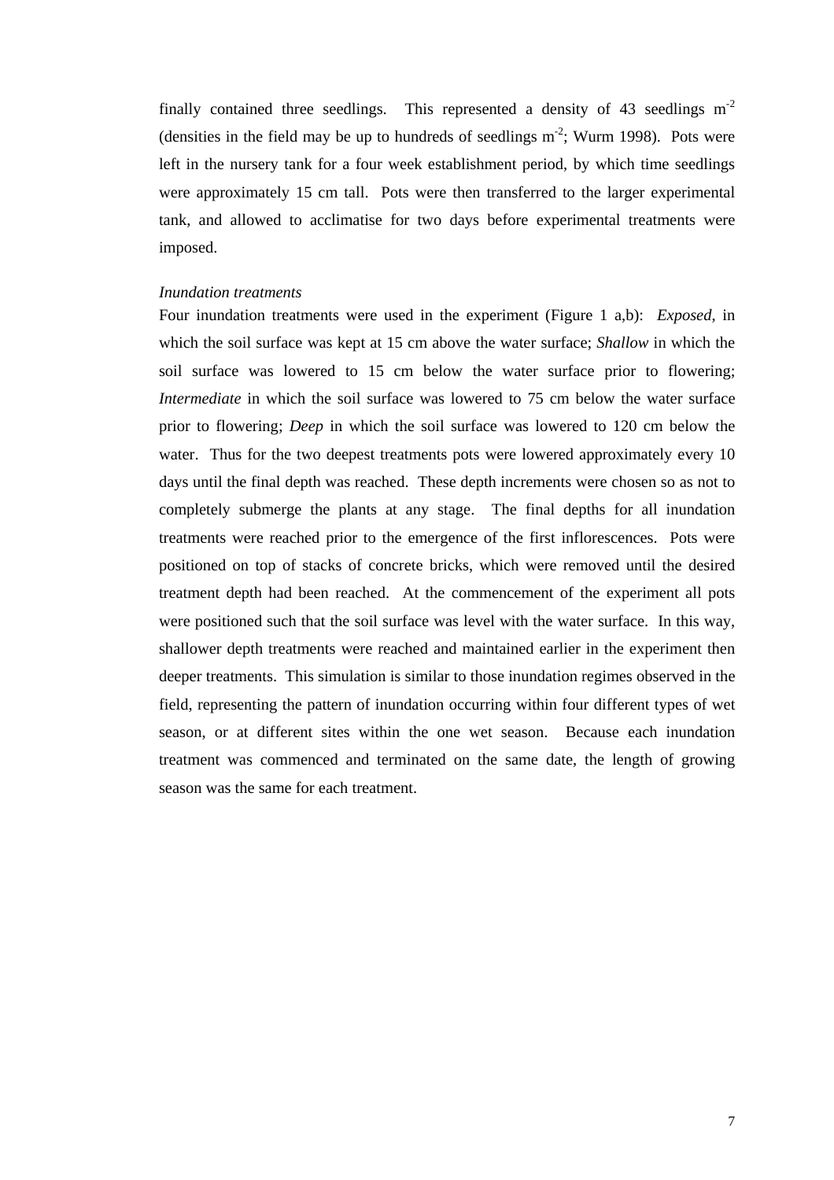finally contained three seedlings. This represented a density of 43 seedlings $m^{-2}$ (densities in the field may be up to hundreds of seedlings $m^{-2}$; Wurm 1998). Pots were left in the nursery tank for a four week establishment period, by which time seedlings were approximately 15 cm tall. Pots were then transferred to the larger experimental tank, and allowed to acclimatise for two days before experimental treatments were imposed.

*Inundation treatments*

Four inundation treatments were used in the experiment (Figure 1 a,b): *Exposed*, in which the soil surface was kept at 15 cm above the water surface; *Shallow* in which the soil surface was lowered to 15 cm below the water surface prior to flowering; *Intermediate* in which the soil surface was lowered to 75 cm below the water surface prior to flowering; *Deep* in which the soil surface was lowered to 120 cm below the water. Thus for the two deepest treatments pots were lowered approximately every 10 days until the final depth was reached. These depth increments were chosen so as not to completely submerge the plants at any stage. The final depths for all inundation treatments were reached prior to the emergence of the first inflorescences. Pots were positioned on top of stacks of concrete bricks, which were removed until the desired treatment depth had been reached. At the commencement of the experiment all pots were positioned such that the soil surface was level with the water surface. In this way, shallower depth treatments were reached and maintained earlier in the experiment then deeper treatments. This simulation is similar to those inundation regimes observed in the field, representing the pattern of inundation occurring within four different types of wet season, or at different sites within the one wet season. Because each inundation treatment was commenced and terminated on the same date, the length of growing season was the same for each treatment.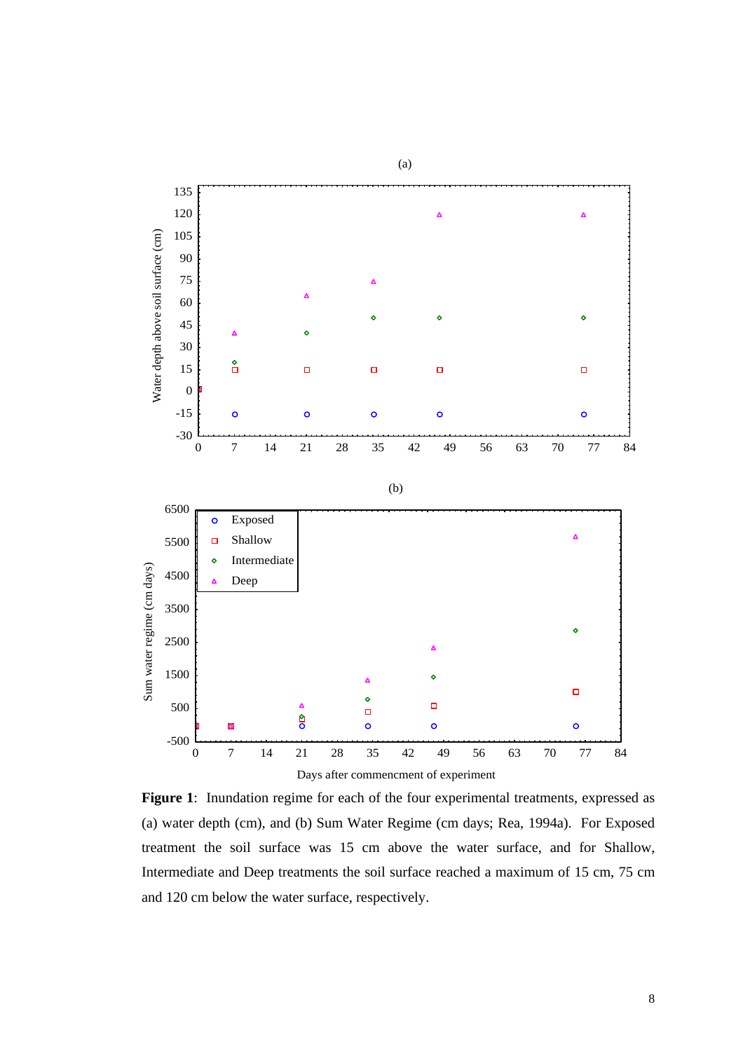(a)

Water depth above soil surface (cm)

135
120
105
90
75
60
45
30
15
0
-15
-30

0 7 14 21 28 35 42 49 56 63 70 77 84

(b)

Sum water regime (cm days)

6500
5500
4500
3500
2500
1500
500
-500

0 7 14 21 28 35 42 49 56 63 70 77 84

Exposed
Shallow
Intermediate
Deep

Days after commencment of experiment

**Figure 1**: Inundation regime for each of the four experimental treatments, expressed as (a) water depth (cm), and (b) Sum Water Regime (cm days; Rea, 1994a). For Exposed treatment the soil surface was 15 cm above the water surface, and for Shallow, Intermediate and Deep treatments the soil surface reached a maximum of 15 cm, 75 cm and 120 cm below the water surface, respectively.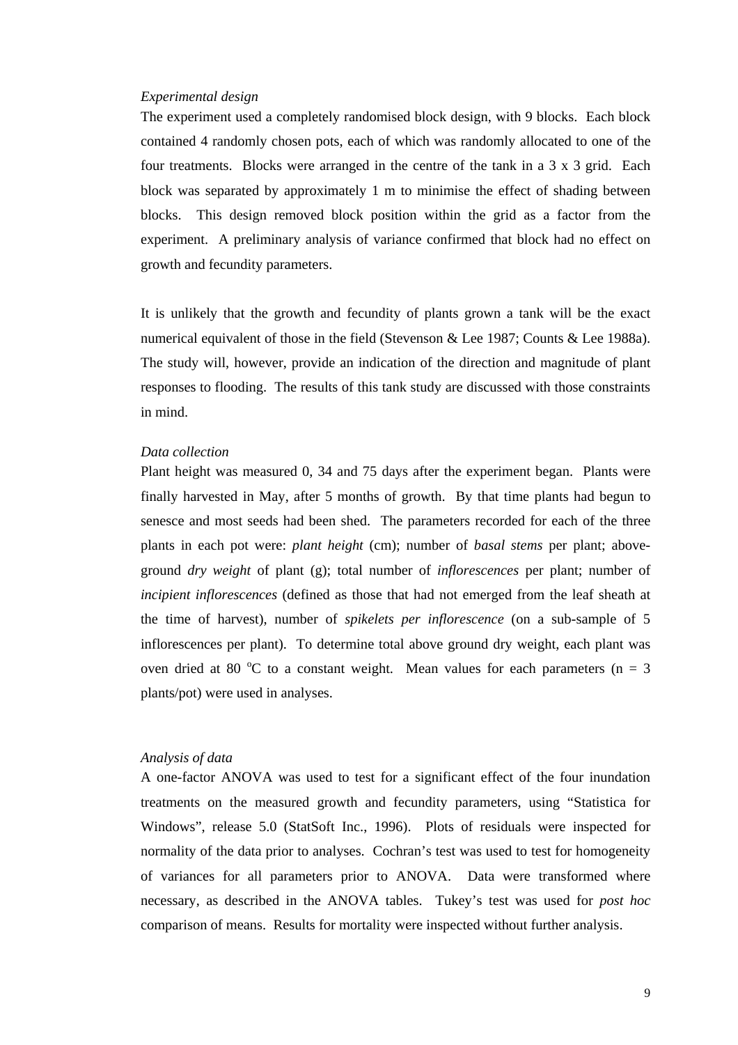*Experimental design*

The experiment used a completely randomised block design, with 9 blocks. Each block contained 4 randomly chosen pots, each of which was randomly allocated to one of the four treatments. Blocks were arranged in the centre of the tank in a 3 x 3 grid. Each block was separated by approximately 1 m to minimise the effect of shading between blocks. This design removed block position within the grid as a factor from the experiment. A preliminary analysis of variance confirmed that block had no effect on growth and fecundity parameters.

It is unlikely that the growth and fecundity of plants grown a tank will be the exact numerical equivalent of those in the field (Stevenson & Lee 1987; Counts & Lee 1988a). The study will, however, provide an indication of the direction and magnitude of plant responses to flooding. The results of this tank study are discussed with those constraints in mind.

*Data collection*

Plant height was measured 0, 34 and 75 days after the experiment began. Plants were finally harvested in May, after 5 months of growth. By that time plants had begun to senesce and most seeds had been shed. The parameters recorded for each of the three plants in each pot were: *plant height* (cm); number of *basal stems* per plant; above-ground *dry weight* of plant (g); total number of *inflorescences* per plant; number of *incipient inflorescences* (defined as those that had not emerged from the leaf sheath at the time of harvest), number of *spikelets per inflorescence* (on a sub-sample of 5 inflorescences per plant). To determine total above ground dry weight, each plant was oven dried at 80 $^{o}$C to a constant weight. Mean values for each parameters ($n = 3$ plants/pot) were used in analyses.

*Analysis of data*

A one-factor ANOVA was used to test for a significant effect of the four inundation treatments on the measured growth and fecundity parameters, using "Statistica for Windows", release 5.0 (StatSoft Inc., 1996). Plots of residuals were inspected for normality of the data prior to analyses. Cochran's test was used to test for homogeneity of variances for all parameters prior to ANOVA. Data were transformed where necessary, as described in the ANOVA tables. Tukey's test was used for *post hoc* comparison of means. Results for mortality were inspected without further analysis.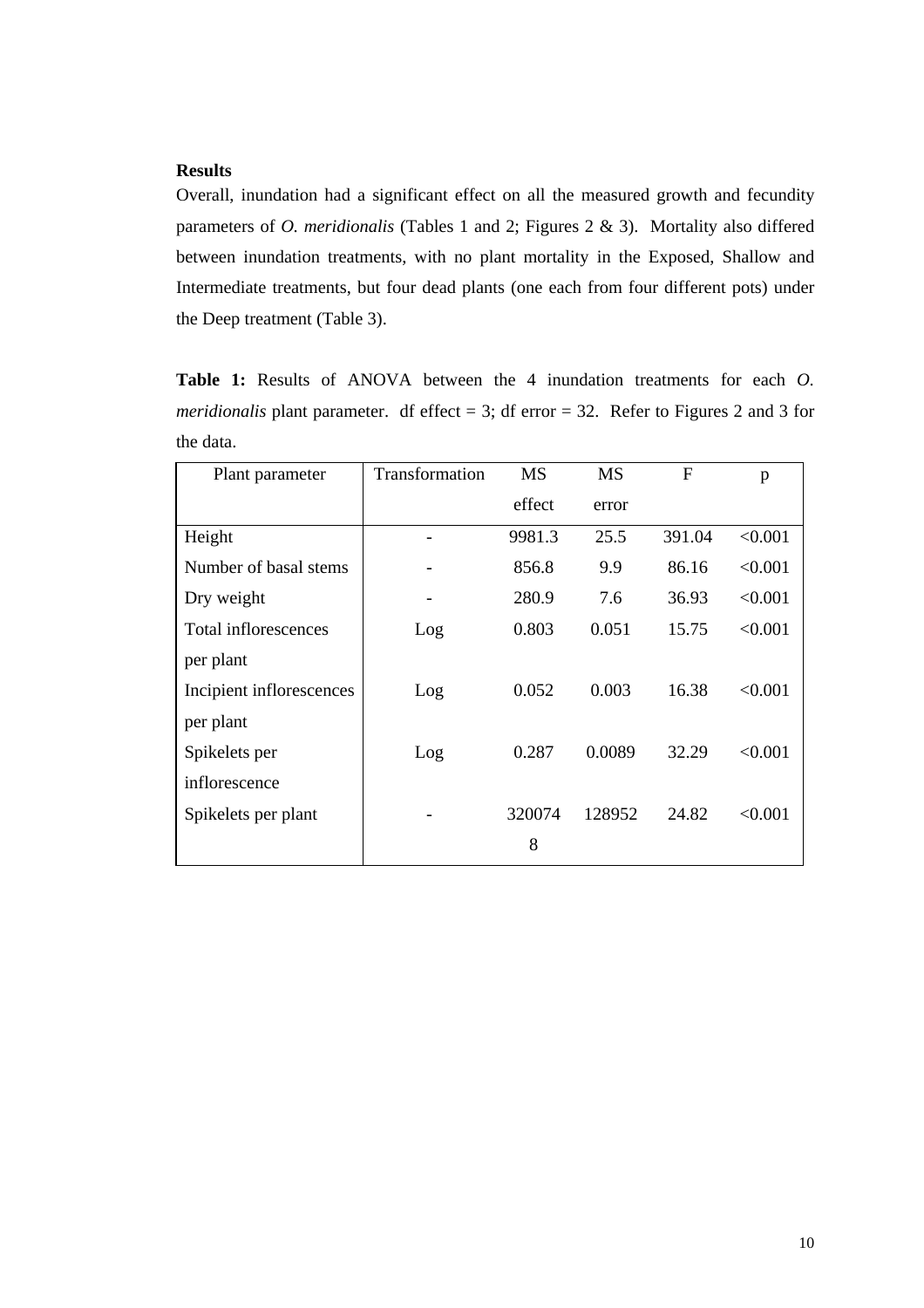**Results**

Overall, inundation had a significant effect on all the measured growth and fecundity parameters of *O. meridionalis* (Tables 1 and 2; Figures 2 & 3). Mortality also differed between inundation treatments, with no plant mortality in the Exposed, Shallow and Intermediate treatments, but four dead plants (one each from four different pots) under the Deep treatment (Table 3).

**Table 1:** Results of ANOVA between the 4 inundation treatments for each *O. meridionalis* plant parameter. df effect = 3; df error = 32. Refer to Figures 2 and 3 for the data.

| Plant parameter | Transformation | MS effect | MS error | F | p |
|---|---|---|---|---|---|
| Height | - | 9981.3 | 25.5 | 391.04 | <0.001 |
| Number of basal stems | - | 856.8 | 9.9 | 86.16 | <0.001 |
| Dry weight | - | 280.9 | 7.6 | 36.93 | <0.001 |
| Total inflorescences per plant | Log | 0.803 | 0.051 | 15.75 | <0.001 |
| Incipient inflorescences per plant | Log | 0.052 | 0.003 | 16.38 | <0.001 |
| Spikelets per inflorescence | Log | 0.287 | 0.0089 | 32.29 | <0.001 |
| Spikelets per plant | - | 3200748 | 128952 | 24.82 | <0.001 |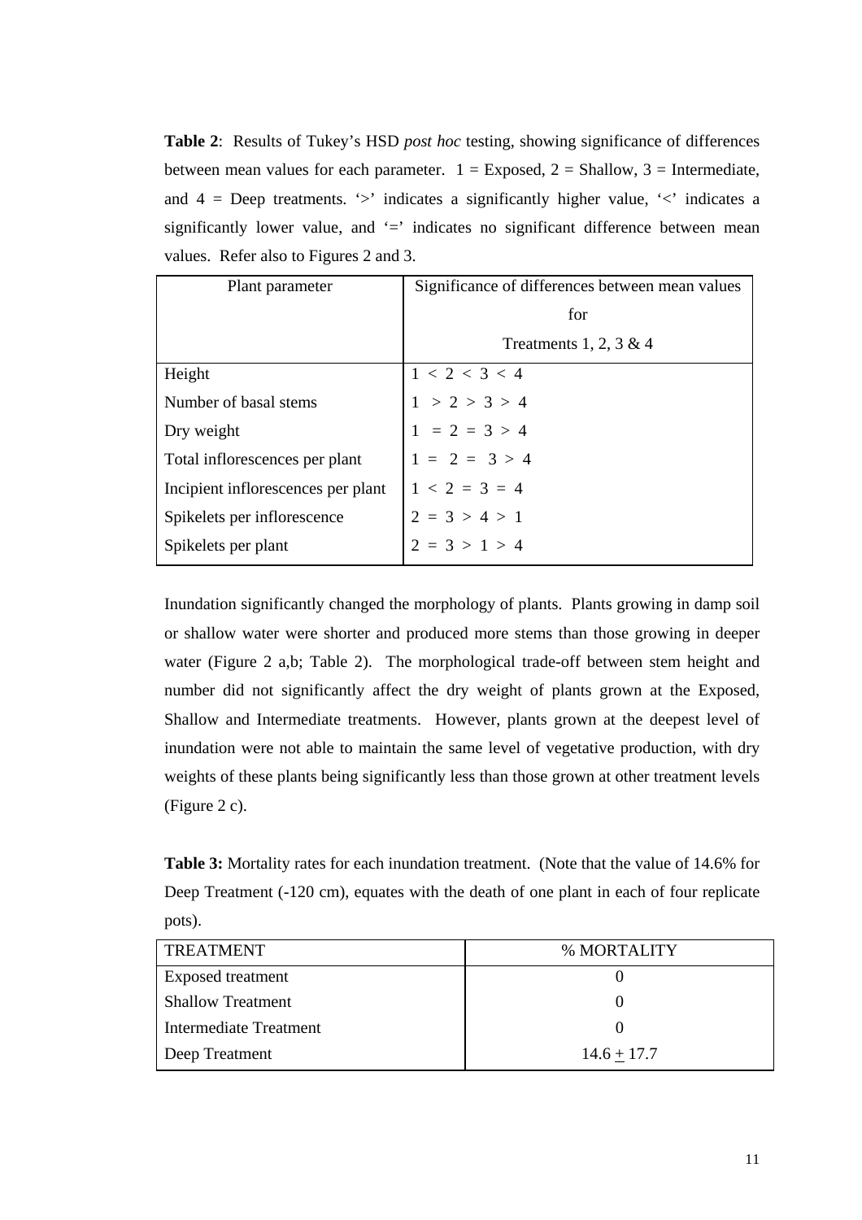**Table 2**: Results of Tukey's HSD *post hoc* testing, showing significance of differences between mean values for each parameter. 1 = Exposed, 2 = Shallow, 3 = Intermediate, and 4 = Deep treatments. '>' indicates a significantly higher value, '<' indicates a significantly lower value, and '=' indicates no significant difference between mean values. Refer also to Figures 2 and 3.

| Plant parameter | Significance of differences between mean values for Treatments 1, 2, 3 & 4 |
|---|---|
| Height | 1 < 2 < 3 < 4 |
| Number of basal stems | 1 > 2 > 3 > 4 |
| Dry weight | 1 = 2 = 3 > 4 |
| Total inflorescences per plant | 1 = 2 = 3 > 4 |
| Incipient inflorescences per plant | 1 < 2 = 3 = 4 |
| Spikelets per inflorescence | 2 = 3 > 4 > 1 |
| Spikelets per plant | 2 = 3 > 1 > 4 |

Inundation significantly changed the morphology of plants. Plants growing in damp soil or shallow water were shorter and produced more stems than those growing in deeper water (Figure 2 a,b; Table 2). The morphological trade-off between stem height and number did not significantly affect the dry weight of plants grown at the Exposed, Shallow and Intermediate treatments. However, plants grown at the deepest level of inundation were not able to maintain the same level of vegetative production, with dry weights of these plants being significantly less than those grown at other treatment levels (Figure 2 c).

**Table 3:** Mortality rates for each inundation treatment. (Note that the value of 14.6% for Deep Treatment (-120 cm), equates with the death of one plant in each of four replicate pots).

| TREATMENT | % MORTALITY |
|---|---|
| Exposed treatment | 0 |
| Shallow Treatment | 0 |
| Intermediate Treatment | 0 |
| Deep Treatment | $14.6 \pm 17.7$ |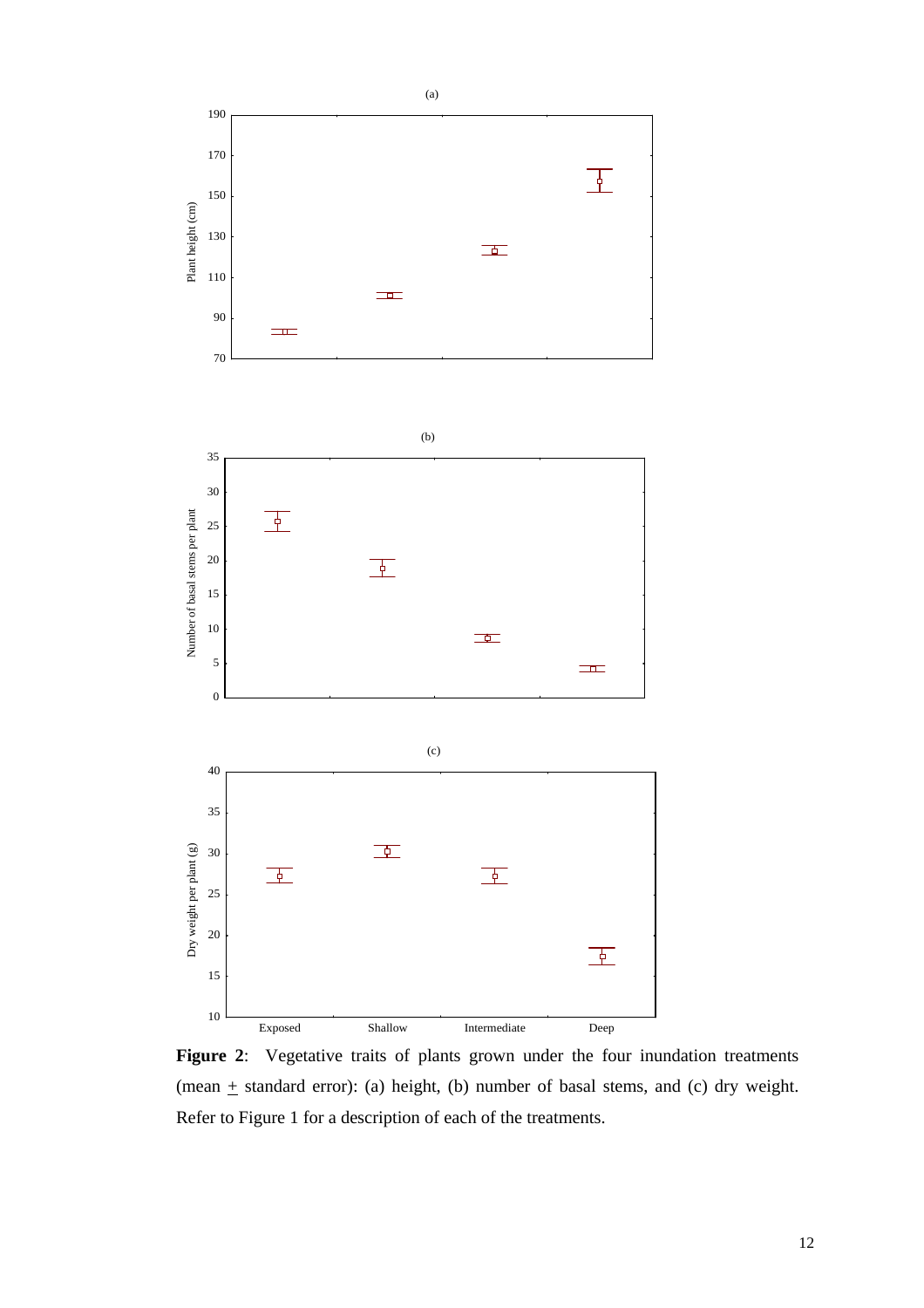(a)

190
170
150
130
110
90
70

Plant height (cm)

(b)

35
30
25
20
15
10
5
0

Number of basal stems per plant

(c)

40
35
30
25
20
15
10

Dry weight per plant (g)

Exposed
Shallow
Intermediate
Deep

**Figure 2**: Vegetative traits of plants grown under the four inundation treatments (mean ± standard error): (a) height, (b) number of basal stems, and (c) dry weight. Refer to Figure 1 for a description of each of the treatments.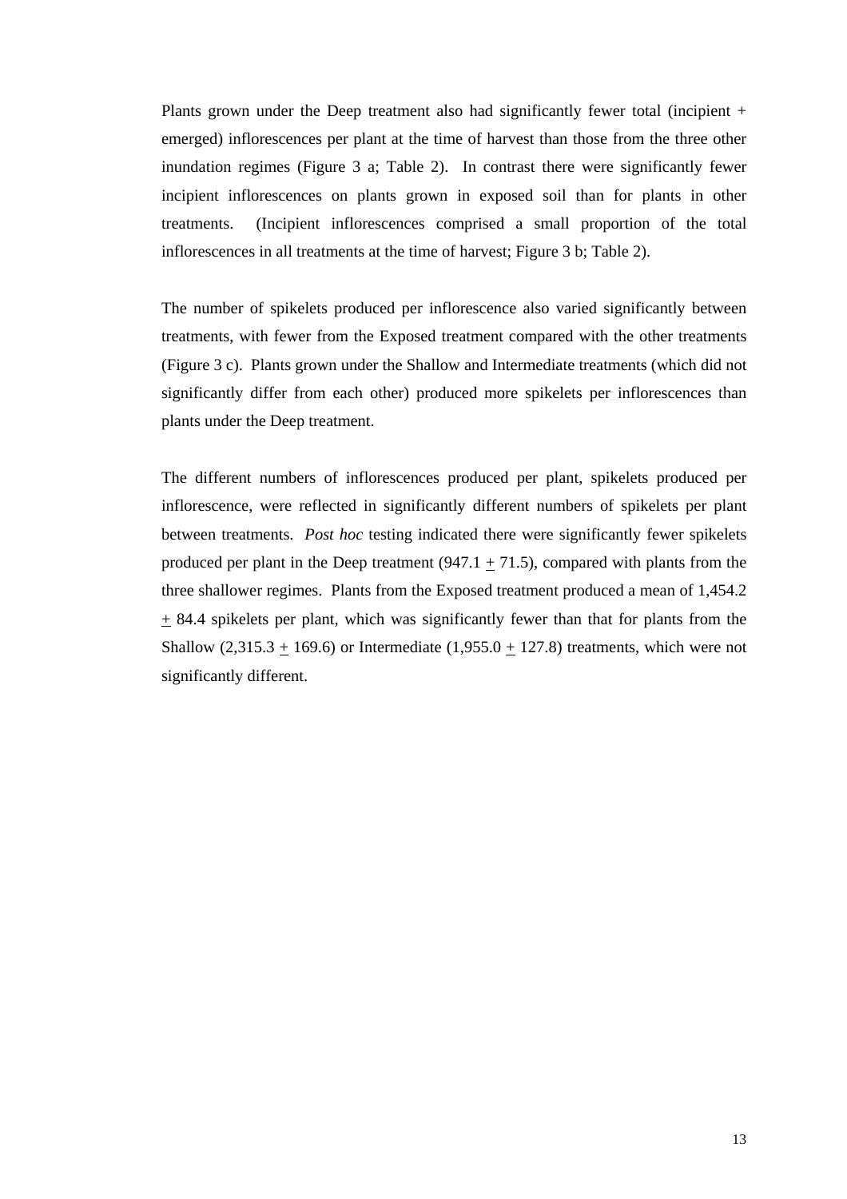Plants grown under the Deep treatment also had significantly fewer total (incipient + emerged) inflorescences per plant at the time of harvest than those from the three other inundation regimes (Figure 3 a; Table 2). In contrast there were significantly fewer incipient inflorescences on plants grown in exposed soil than for plants in other treatments. (Incipient inflorescences comprised a small proportion of the total inflorescences in all treatments at the time of harvest; Figure 3 b; Table 2).

The number of spikelets produced per inflorescence also varied significantly between treatments, with fewer from the Exposed treatment compared with the other treatments (Figure 3 c). Plants grown under the Shallow and Intermediate treatments (which did not significantly differ from each other) produced more spikelets per inflorescences than plants under the Deep treatment.

The different numbers of inflorescences produced per plant, spikelets produced per inflorescence, were reflected in significantly different numbers of spikelets per plant between treatments. *Post hoc* testing indicated there were significantly fewer spikelets produced per plant in the Deep treatment (947.1 $\pm$ 71.5), compared with plants from the three shallower regimes. Plants from the Exposed treatment produced a mean of 1,454.2 $\pm$ 84.4 spikelets per plant, which was significantly fewer than that for plants from the Shallow (2,315.3 $\pm$ 169.6) or Intermediate (1,955.0 $\pm$ 127.8) treatments, which were not significantly different.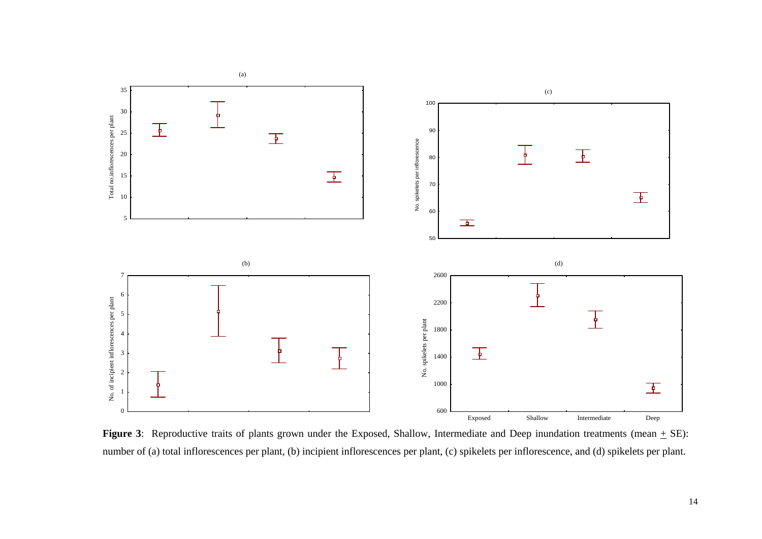(a)

Total no.inflorescences per plant

35
30
25
20
15
10
5

(c)

No. spikelets per inflorescence

100
90
80
70
60
50

(b)

No. of incipient inflorescences per plant

7
6
5
4
3
2
1
0

(d)

No. spikelets per plant

2600
2200
1800
1400
1000
600

Exposed
Shallow
Intermediate
Deep

**Figure 3**: Reproductive traits of plants grown under the Exposed, Shallow, Intermediate and Deep inundation treatments (mean ± SE): number of (a) total inflorescences per plant, (b) incipient inflorescences per plant, (c) spikelets per inflorescence, and (d) spikelets per plant.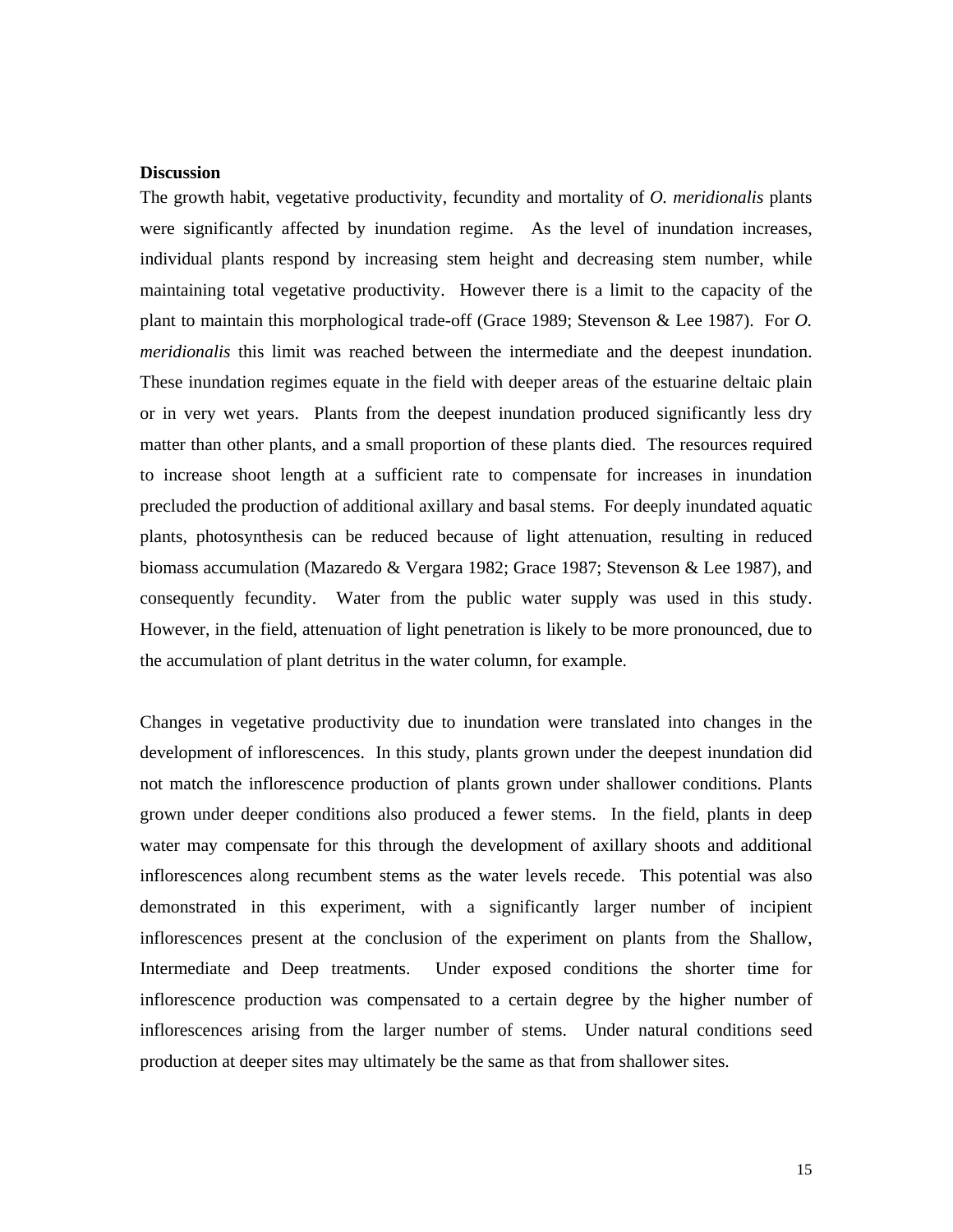**Discussion**

The growth habit, vegetative productivity, fecundity and mortality of *O. meridionalis* plants were significantly affected by inundation regime. As the level of inundation increases, individual plants respond by increasing stem height and decreasing stem number, while maintaining total vegetative productivity. However there is a limit to the capacity of the plant to maintain this morphological trade-off (Grace 1989; Stevenson & Lee 1987). For *O. meridionalis* this limit was reached between the intermediate and the deepest inundation. These inundation regimes equate in the field with deeper areas of the estuarine deltaic plain or in very wet years. Plants from the deepest inundation produced significantly less dry matter than other plants, and a small proportion of these plants died. The resources required to increase shoot length at a sufficient rate to compensate for increases in inundation precluded the production of additional axillary and basal stems. For deeply inundated aquatic plants, photosynthesis can be reduced because of light attenuation, resulting in reduced biomass accumulation (Mazaredo & Vergara 1982; Grace 1987; Stevenson & Lee 1987), and consequently fecundity. Water from the public water supply was used in this study. However, in the field, attenuation of light penetration is likely to be more pronounced, due to the accumulation of plant detritus in the water column, for example.

Changes in vegetative productivity due to inundation were translated into changes in the development of inflorescences. In this study, plants grown under the deepest inundation did not match the inflorescence production of plants grown under shallower conditions. Plants grown under deeper conditions also produced a fewer stems. In the field, plants in deep water may compensate for this through the development of axillary shoots and additional inflorescences along recumbent stems as the water levels recede. This potential was also demonstrated in this experiment, with a significantly larger number of incipient inflorescences present at the conclusion of the experiment on plants from the Shallow, Intermediate and Deep treatments. Under exposed conditions the shorter time for inflorescence production was compensated to a certain degree by the higher number of inflorescences arising from the larger number of stems. Under natural conditions seed production at deeper sites may ultimately be the same as that from shallower sites.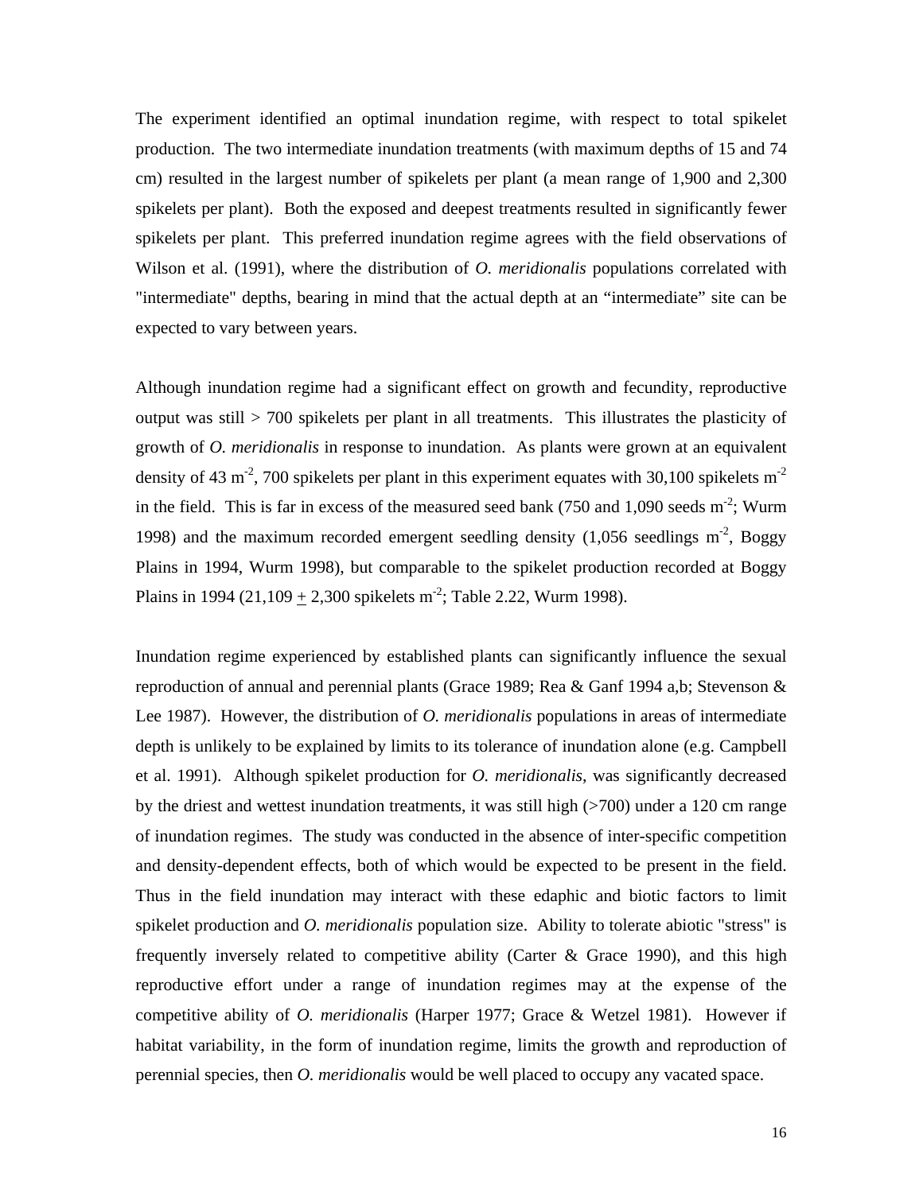The experiment identified an optimal inundation regime, with respect to total spikelet production. The two intermediate inundation treatments (with maximum depths of 15 and 74 cm) resulted in the largest number of spikelets per plant (a mean range of 1,900 and 2,300 spikelets per plant). Both the exposed and deepest treatments resulted in significantly fewer spikelets per plant. This preferred inundation regime agrees with the field observations of Wilson et al. (1991), where the distribution of *O. meridionalis* populations correlated with "intermediate" depths, bearing in mind that the actual depth at an "intermediate" site can be expected to vary between years.

Although inundation regime had a significant effect on growth and fecundity, reproductive output was still > 700 spikelets per plant in all treatments. This illustrates the plasticity of growth of *O. meridionalis* in response to inundation. As plants were grown at an equivalent density of 43 $m^{-2}$, 700 spikelets per plant in this experiment equates with 30,100 spikelets $m^{-2}$ in the field. This is far in excess of the measured seed bank (750 and 1,090 seeds $m^{-2}$; Wurm 1998) and the maximum recorded emergent seedling density (1,056 seedlings $m^{-2}$, Boggy Plains in 1994, Wurm 1998), but comparable to the spikelet production recorded at Boggy Plains in 1994 (21,109 $\pm$ 2,300 spikelets $m^{-2}$; Table 2.22, Wurm 1998).

Inundation regime experienced by established plants can significantly influence the sexual reproduction of annual and perennial plants (Grace 1989; Rea & Ganf 1994 a,b; Stevenson & Lee 1987). However, the distribution of *O. meridionalis* populations in areas of intermediate depth is unlikely to be explained by limits to its tolerance of inundation alone (e.g. Campbell et al. 1991). Although spikelet production for *O. meridionalis*, was significantly decreased by the driest and wettest inundation treatments, it was still high (>700) under a 120 cm range of inundation regimes. The study was conducted in the absence of inter-specific competition and density-dependent effects, both of which would be expected to be present in the field. Thus in the field inundation may interact with these edaphic and biotic factors to limit spikelet production and *O. meridionalis* population size. Ability to tolerate abiotic "stress" is frequently inversely related to competitive ability (Carter & Grace 1990), and this high reproductive effort under a range of inundation regimes may at the expense of the competitive ability of *O. meridionalis* (Harper 1977; Grace & Wetzel 1981). However if habitat variability, in the form of inundation regime, limits the growth and reproduction of perennial species, then *O. meridionalis* would be well placed to occupy any vacated space.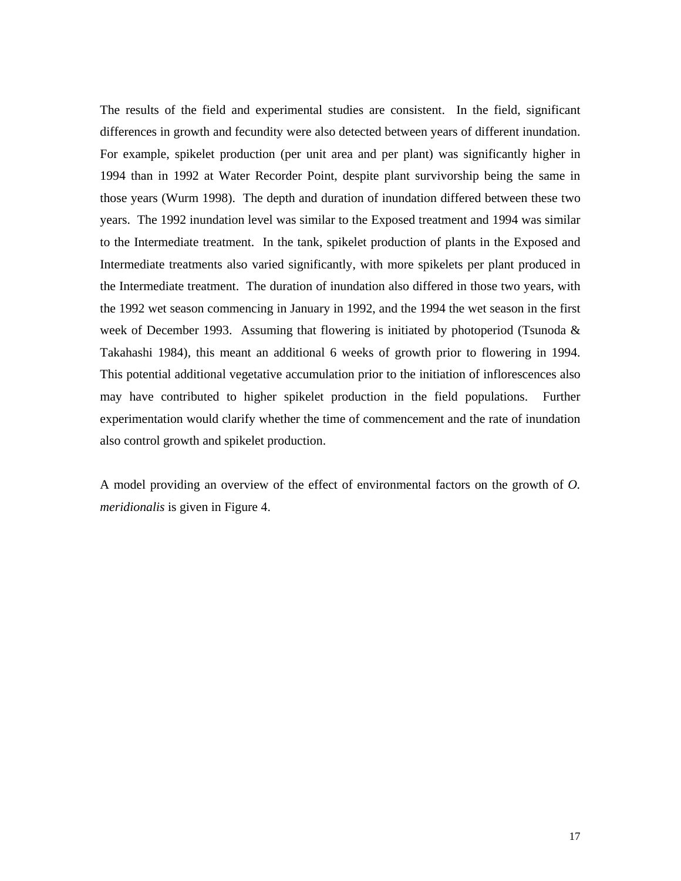The results of the field and experimental studies are consistent.  In the field, significant differences in growth and fecundity were also detected between years of different inundation. For example, spikelet production (per unit area and per plant) was significantly higher in 1994 than in 1992 at Water Recorder Point, despite plant survivorship being the same in those years (Wurm 1998).  The depth and duration of inundation differed between these two years.  The 1992 inundation level was similar to the Exposed treatment and 1994 was similar to the Intermediate treatment.  In the tank, spikelet production of plants in the Exposed and Intermediate treatments also varied significantly, with more spikelets per plant produced in the Intermediate treatment.  The duration of inundation also differed in those two years, with the 1992 wet season commencing in January in 1992, and the 1994 the wet season in the first week of December 1993.  Assuming that flowering is initiated by photoperiod (Tsunoda & Takahashi 1984), this meant an additional 6 weeks of growth prior to flowering in 1994. This potential additional vegetative accumulation prior to the initiation of inflorescences also may have contributed to higher spikelet production in the field populations.  Further experimentation would clarify whether the time of commencement and the rate of inundation also control growth and spikelet production.

A model providing an overview of the effect of environmental factors on the growth of *O. meridionalis* is given in Figure 4.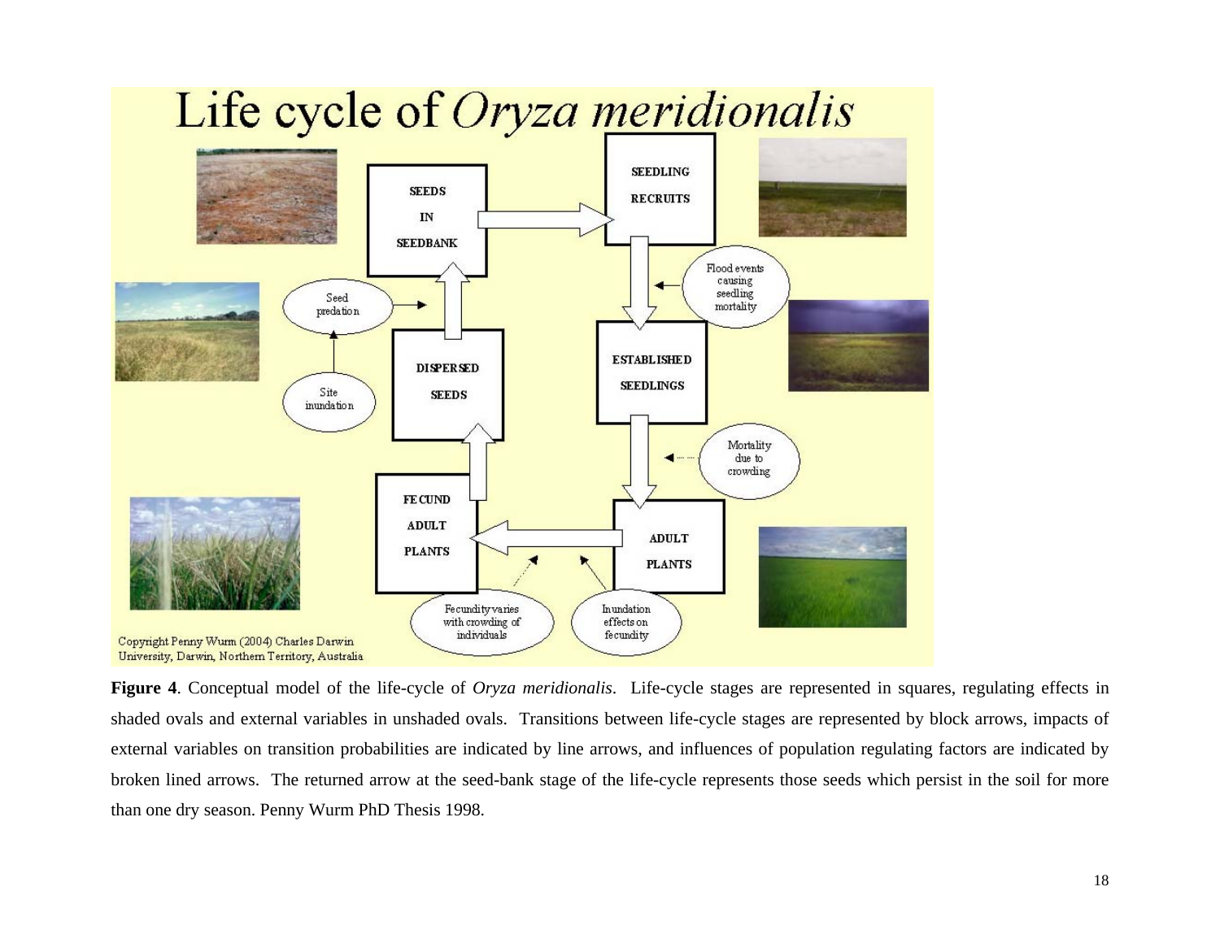**Figure 4**. Conceptual model of the life-cycle of *Oryza meridionalis*. Life-cycle stages are represented in squares, regulating effects in shaded ovals and external variables in unshaded ovals. Transitions between life-cycle stages are represented by block arrows, impacts of external variables on transition probabilities are indicated by line arrows, and influences of population regulating factors are indicated by broken lined arrows. The returned arrow at the seed-bank stage of the life-cycle represents those seeds which persist in the soil for more than one dry season. Penny Wurm PhD Thesis 1998.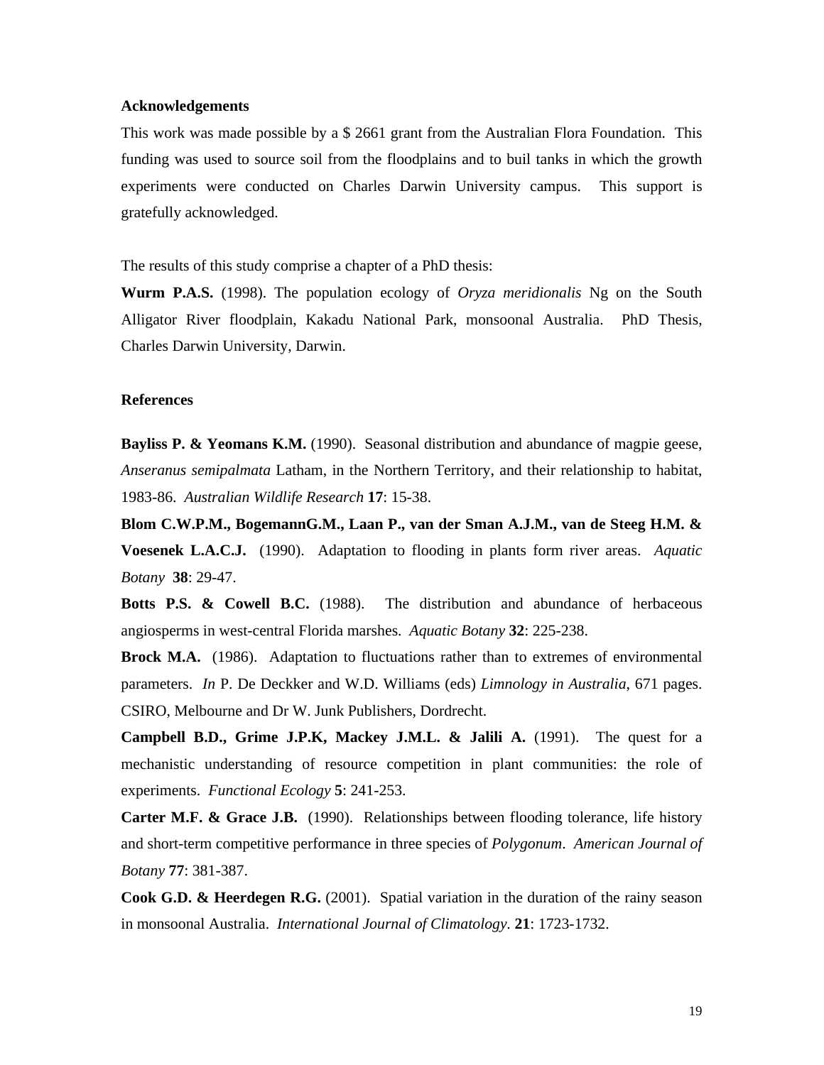**Acknowledgements**

This work was made possible by a $ 2661 grant from the Australian Flora Foundation. This funding was used to source soil from the floodplains and to buil tanks in which the growth experiments were conducted on Charles Darwin University campus. This support is gratefully acknowledged.

The results of this study comprise a chapter of a PhD thesis:

**Wurm P.A.S.** (1998). The population ecology of *Oryza meridionalis* Ng on the South Alligator River floodplain, Kakadu National Park, monsoonal Australia. PhD Thesis, Charles Darwin University, Darwin.

**References**

**Bayliss P. & Yeomans K.M.** (1990). Seasonal distribution and abundance of magpie geese, *Anseranus semipalmata* Latham, in the Northern Territory, and their relationship to habitat, 1983-86. *Australian Wildlife Research* **17**: 15-38.

**Blom C.W.P.M., BogemannG.M., Laan P., van der Sman A.J.M., van de Steeg H.M. & Voesenek L.A.C.J.** (1990). Adaptation to flooding in plants form river areas. *Aquatic Botany* **38**: 29-47.

**Botts P.S. & Cowell B.C.** (1988). The distribution and abundance of herbaceous angiosperms in west-central Florida marshes. *Aquatic Botany* **32**: 225-238.

**Brock M.A.** (1986). Adaptation to fluctuations rather than to extremes of environmental parameters. *In* P. De Deckker and W.D. Williams (eds) *Limnology in Australia*, 671 pages. CSIRO, Melbourne and Dr W. Junk Publishers, Dordrecht.

**Campbell B.D., Grime J.P.K, Mackey J.M.L. & Jalili A.** (1991). The quest for a mechanistic understanding of resource competition in plant communities: the role of experiments. *Functional Ecology* **5**: 241-253.

**Carter M.F. & Grace J.B.** (1990). Relationships between flooding tolerance, life history and short-term competitive performance in three species of *Polygonum*. *American Journal of Botany* **77**: 381-387.

**Cook G.D. & Heerdegen R.G.** (2001). Spatial variation in the duration of the rainy season in monsoonal Australia. *International Journal of Climatology*. **21**: 1723-1732.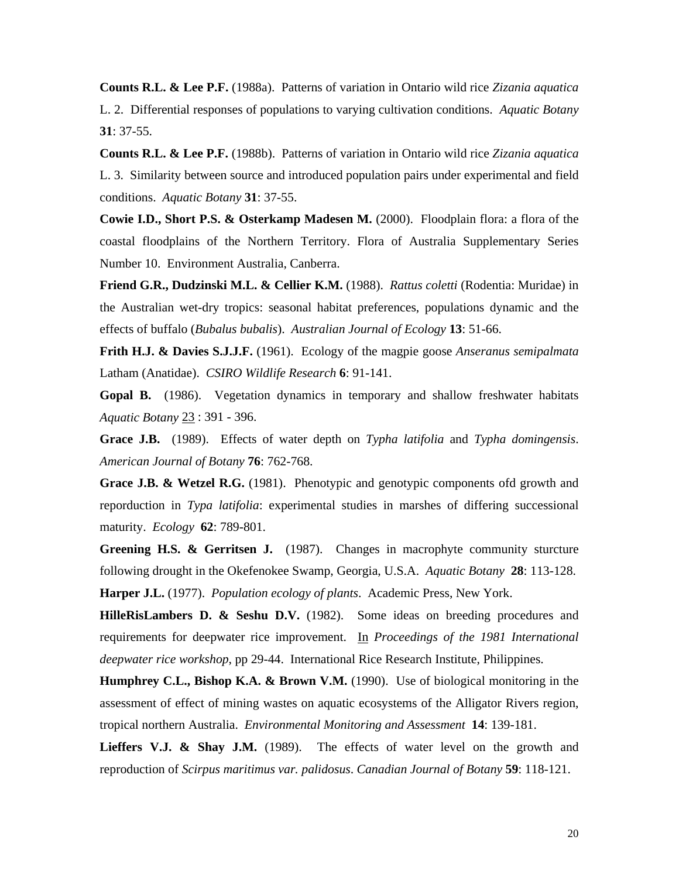**Counts R.L. & Lee P.F.** (1988a). Patterns of variation in Ontario wild rice *Zizania aquatica* L. 2. Differential responses of populations to varying cultivation conditions. *Aquatic Botany* **31**: 37-55.

**Counts R.L. & Lee P.F.** (1988b). Patterns of variation in Ontario wild rice *Zizania aquatica* L. 3. Similarity between source and introduced population pairs under experimental and field conditions. *Aquatic Botany* **31**: 37-55.

**Cowie I.D., Short P.S. & Osterkamp Madesen M.** (2000). Floodplain flora: a flora of the coastal floodplains of the Northern Territory. Flora of Australia Supplementary Series Number 10. Environment Australia, Canberra.

**Friend G.R., Dudzinski M.L. & Cellier K.M.** (1988). *Rattus coletti* (Rodentia: Muridae) in the Australian wet-dry tropics: seasonal habitat preferences, populations dynamic and the effects of buffalo (*Bubalus bubalis*). *Australian Journal of Ecology* **13**: 51-66.

**Frith H.J. & Davies S.J.J.F.** (1961). Ecology of the magpie goose *Anseranus semipalmata* Latham (Anatidae). *CSIRO Wildlife Research* **6**: 91-141.

**Gopal B.** (1986). Vegetation dynamics in temporary and shallow freshwater habitats *Aquatic Botany* <u>23</u> : 391 - 396.

**Grace J.B.** (1989). Effects of water depth on *Typha latifolia* and *Typha domingensis*. *American Journal of Botany* **76**: 762-768.

**Grace J.B. & Wetzel R.G.** (1981). Phenotypic and genotypic components ofd growth and reporduction in *Typa latifolia*: experimental studies in marshes of differing successional maturity. *Ecology* **62**: 789-801.

**Greening H.S. & Gerritsen J.** (1987). Changes in macrophyte community sturcture following drought in the Okefenokee Swamp, Georgia, U.S.A. *Aquatic Botany* **28**: 113-128.

**Harper J.L.** (1977). *Population ecology of plants*. Academic Press, New York.

**HilleRisLambers D. & Seshu D.V.** (1982). Some ideas on breeding procedures and requirements for deepwater rice improvement. <u>In</u> *Proceedings of the 1981 International deepwater rice workshop*, pp 29-44. International Rice Research Institute, Philippines.

**Humphrey C.L., Bishop K.A. & Brown V.M.** (1990). Use of biological monitoring in the assessment of effect of mining wastes on aquatic ecosystems of the Alligator Rivers region, tropical northern Australia. *Environmental Monitoring and Assessment* **14**: 139-181.

**Lieffers V.J. & Shay J.M.** (1989). The effects of water level on the growth and reproduction of *Scirpus maritimus var. palidosus*. *Canadian Journal of Botany* **59**: 118-121.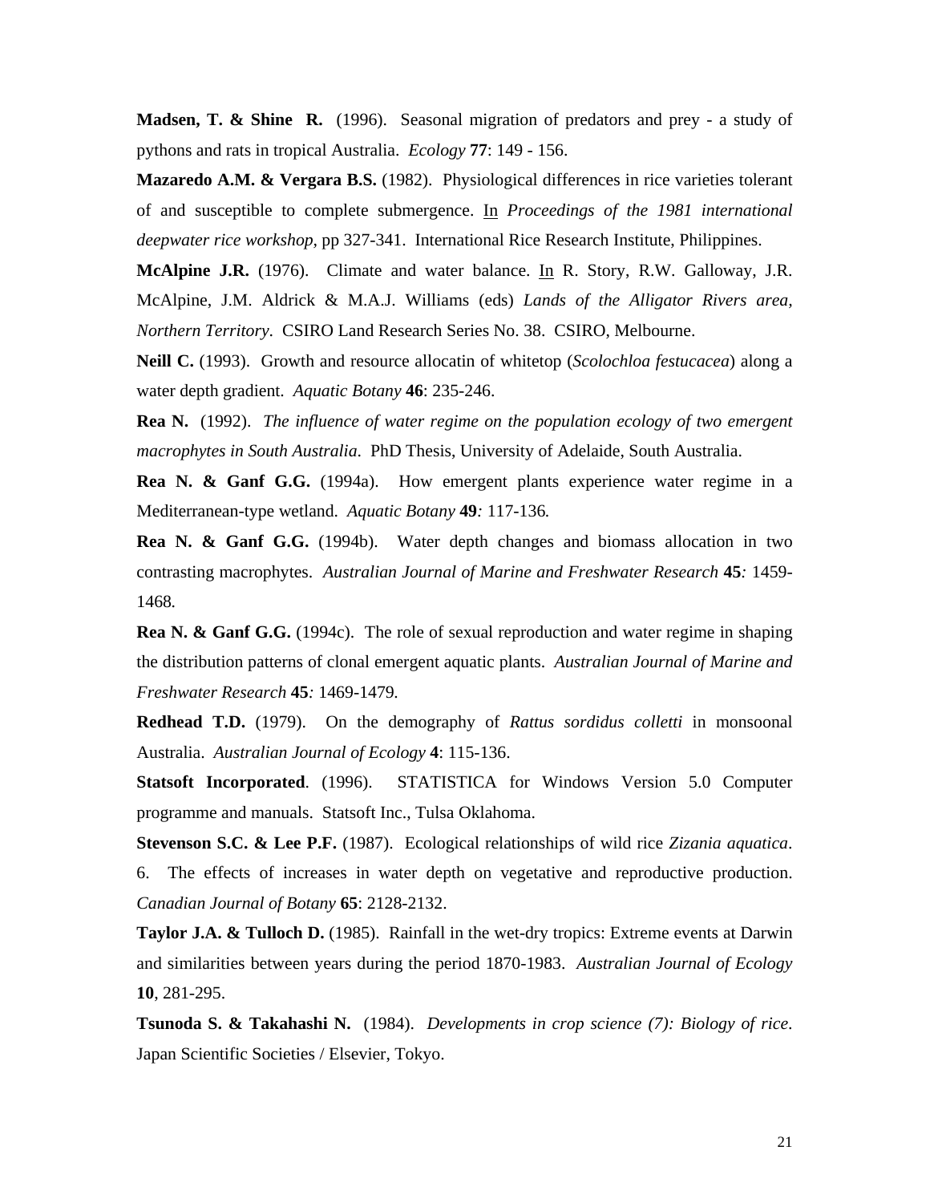**Madsen, T. & Shine R.** (1996). Seasonal migration of predators and prey - a study of pythons and rats in tropical Australia. *Ecology* **77**: 149 - 156.

**Mazaredo A.M. & Vergara B.S.** (1982). Physiological differences in rice varieties tolerant of and susceptible to complete submergence. In *Proceedings of the 1981 international deepwater rice workshop*, pp 327-341. International Rice Research Institute, Philippines.

**McAlpine J.R.** (1976). Climate and water balance. In R. Story, R.W. Galloway, J.R. McAlpine, J.M. Aldrick & M.A.J. Williams (eds) *Lands of the Alligator Rivers area, Northern Territory*. CSIRO Land Research Series No. 38. CSIRO, Melbourne.

**Neill C.** (1993). Growth and resource allocatin of whitetop (*Scolochloa festucacea*) along a water depth gradient. *Aquatic Botany* **46**: 235-246.

**Rea N.** (1992). *The influence of water regime on the population ecology of two emergent macrophytes in South Australia*. PhD Thesis, University of Adelaide, South Australia.

**Rea N. & Ganf G.G.** (1994a). How emergent plants experience water regime in a Mediterranean-type wetland. *Aquatic Botany* **49**: 117-136.

**Rea N. & Ganf G.G.** (1994b). Water depth changes and biomass allocation in two contrasting macrophytes. *Australian Journal of Marine and Freshwater Research* **45**: 1459-1468.

**Rea N. & Ganf G.G.** (1994c). The role of sexual reproduction and water regime in shaping the distribution patterns of clonal emergent aquatic plants. *Australian Journal of Marine and Freshwater Research* **45**: 1469-1479.

**Redhead T.D.** (1979). On the demography of *Rattus sordidus colletti* in monsoonal Australia. *Australian Journal of Ecology* **4**: 115-136.

**Statsoft Incorporated**. (1996). STATISTICA for Windows Version 5.0 Computer programme and manuals. Statsoft Inc., Tulsa Oklahoma.

**Stevenson S.C. & Lee P.F.** (1987). Ecological relationships of wild rice *Zizania aquatica*. 6. The effects of increases in water depth on vegetative and reproductive production. *Canadian Journal of Botany* **65**: 2128-2132.

**Taylor J.A. & Tulloch D.** (1985). Rainfall in the wet-dry tropics: Extreme events at Darwin and similarities between years during the period 1870-1983. *Australian Journal of Ecology* **10**, 281-295.

**Tsunoda S. & Takahashi N.** (1984). *Developments in crop science (7): Biology of rice*. Japan Scientific Societies / Elsevier, Tokyo.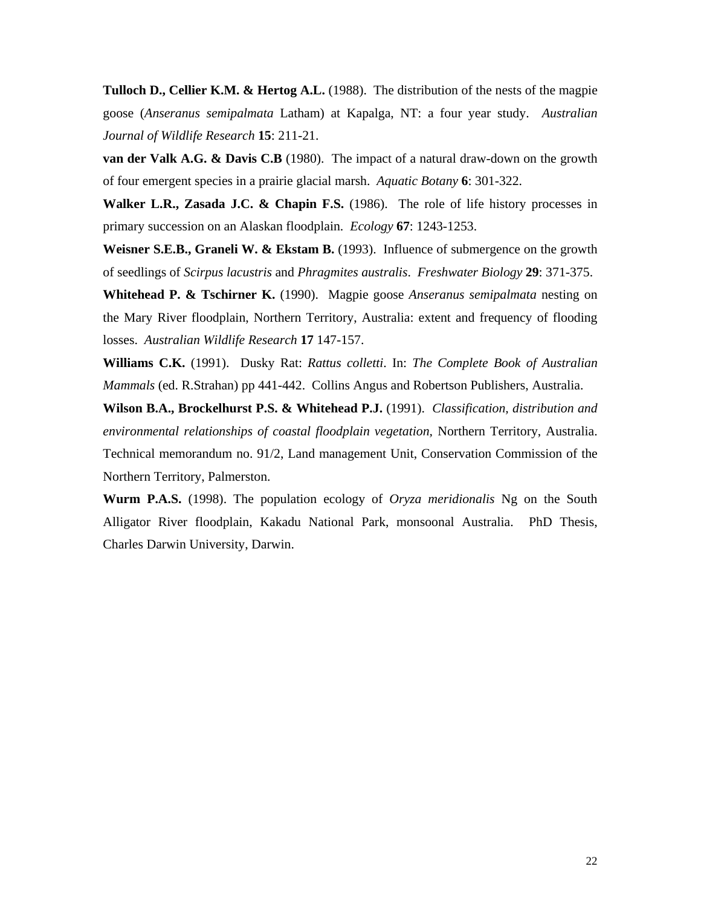**Tulloch D., Cellier K.M. & Hertog A.L.** (1988). The distribution of the nests of the magpie goose (*Anseranus semipalmata* Latham) at Kapalga, NT: a four year study. *Australian Journal of Wildlife Research* **15**: 211-21.

**van der Valk A.G. & Davis C.B** (1980). The impact of a natural draw-down on the growth of four emergent species in a prairie glacial marsh. *Aquatic Botany* **6**: 301-322.

**Walker L.R., Zasada J.C. & Chapin F.S.** (1986). The role of life history processes in primary succession on an Alaskan floodplain. *Ecology* **67**: 1243-1253.

**Weisner S.E.B., Graneli W. & Ekstam B.** (1993). Influence of submergence on the growth of seedlings of *Scirpus lacustris* and *Phragmites australis*. *Freshwater Biology* **29**: 371-375.

**Whitehead P. & Tschirner K.** (1990). Magpie goose *Anseranus semipalmata* nesting on the Mary River floodplain, Northern Territory, Australia: extent and frequency of flooding losses. *Australian Wildlife Research* **17** 147-157.

**Williams C.K.** (1991). Dusky Rat: *Rattus colletti*. In: *The Complete Book of Australian Mammals* (ed. R.Strahan) pp 441-442. Collins Angus and Robertson Publishers, Australia.

**Wilson B.A., Brockelhurst P.S. & Whitehead P.J.** (1991). *Classification, distribution and environmental relationships of coastal floodplain vegetation,* Northern Territory, Australia. Technical memorandum no. 91/2, Land management Unit, Conservation Commission of the Northern Territory, Palmerston.

**Wurm P.A.S.** (1998). The population ecology of *Oryza meridionalis* Ng on the South Alligator River floodplain, Kakadu National Park, monsoonal Australia. PhD Thesis, Charles Darwin University, Darwin.